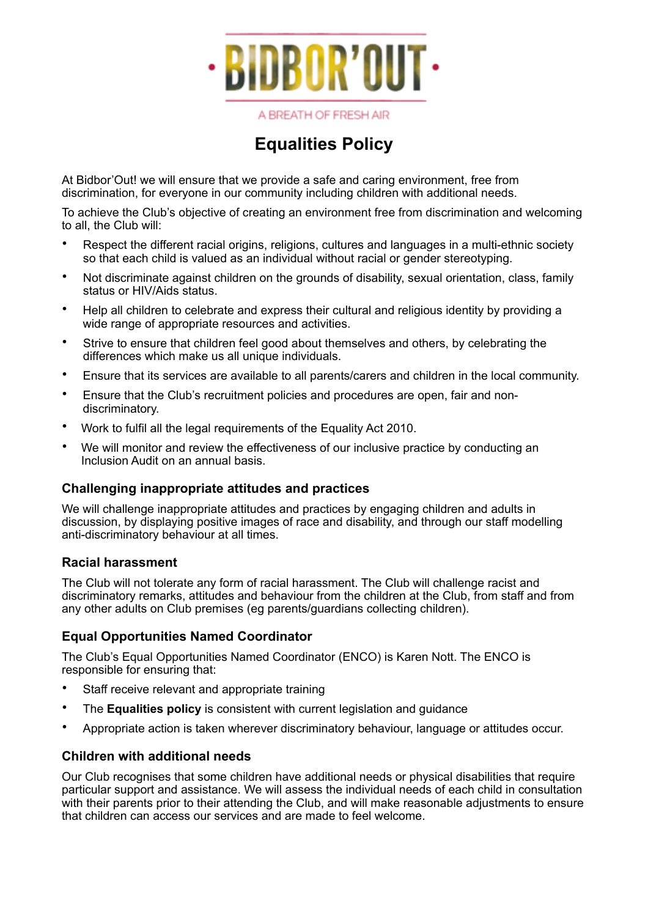·BIDBOR'OUT·

A BREATH OF FRESH AIR

# Equalities Policy

At Bidbor'Out! we will ensure that we provide a safe and caring environment, free from discrimination, for everyone in our community including children with additional needs.

To achieve the Club's objective of creating an environment free from discrimination and welcoming to all, the Club will:

- Respect the different racial origins, religions, cultures and languages in a multi-ethnic society so that each child is valued as an individual without racial or gender stereotyping.
- Not discriminate against children on the grounds of disability, sexual orientation, class, family status or HIV/Aids status.
- Help all children to celebrate and express their cultural and religious identity by providing a wide range of appropriate resources and activities.
- Strive to ensure that children feel good about themselves and others, by celebrating the differences which make us all unique individuals.
- Ensure that its services are available to all parents/carers and children in the local community.
- Ensure that the Club's recruitment policies and procedures are open, fair and non-discriminatory.
- Work to fulfil all the legal requirements of the Equality Act 2010.
- We will monitor and review the effectiveness of our inclusive practice by conducting an Inclusion Audit on an annual basis.

### Challenging inappropriate attitudes and practices

We will challenge inappropriate attitudes and practices by engaging children and adults in discussion, by displaying positive images of race and disability, and through our staff modelling anti-discriminatory behaviour at all times.

### Racial harassment

The Club will not tolerate any form of racial harassment. The Club will challenge racist and discriminatory remarks, attitudes and behaviour from the children at the Club, from staff and from any other adults on Club premises (eg parents/guardians collecting children).

### Equal Opportunities Named Coordinator

The Club's Equal Opportunities Named Coordinator (ENCO) is Karen Nott. The ENCO is responsible for ensuring that:

- Staff receive relevant and appropriate training
- The **Equalities policy** is consistent with current legislation and guidance
- Appropriate action is taken wherever discriminatory behaviour, language or attitudes occur.

### Children with additional needs

Our Club recognises that some children have additional needs or physical disabilities that require particular support and assistance. We will assess the individual needs of each child in consultation with their parents prior to their attending the Club, and will make reasonable adjustments to ensure that children can access our services and are made to feel welcome.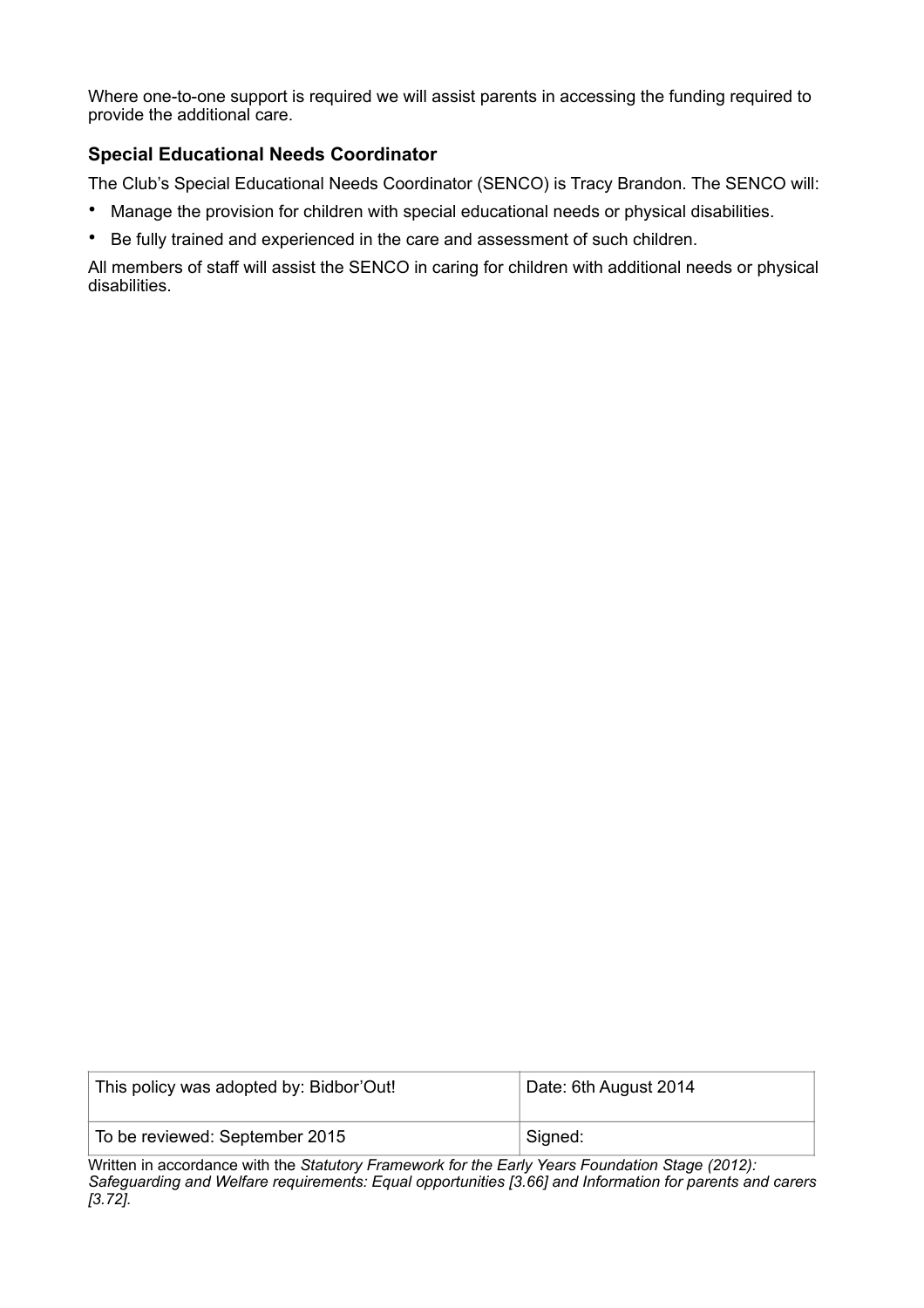Where one-to-one support is required we will assist parents in accessing the funding required to provide the additional care.

### Special Educational Needs Coordinator

The Club's Special Educational Needs Coordinator (SENCO) is Tracy Brandon. The SENCO will:

- Manage the provision for children with special educational needs or physical disabilities.
- Be fully trained and experienced in the care and assessment of such children.

All members of staff will assist the SENCO in caring for children with additional needs or physical disabilities.

| | |
|---|---|
| This policy was adopted by: Bidbor'Out! | Date: 6th August 2014 |
| To be reviewed: September 2015 | Signed: |

Written in accordance with the *Statutory Framework for the Early Years Foundation Stage (2012): Safeguarding and Welfare requirements: Equal opportunities [3.66] and Information for parents and carers [3.72].*